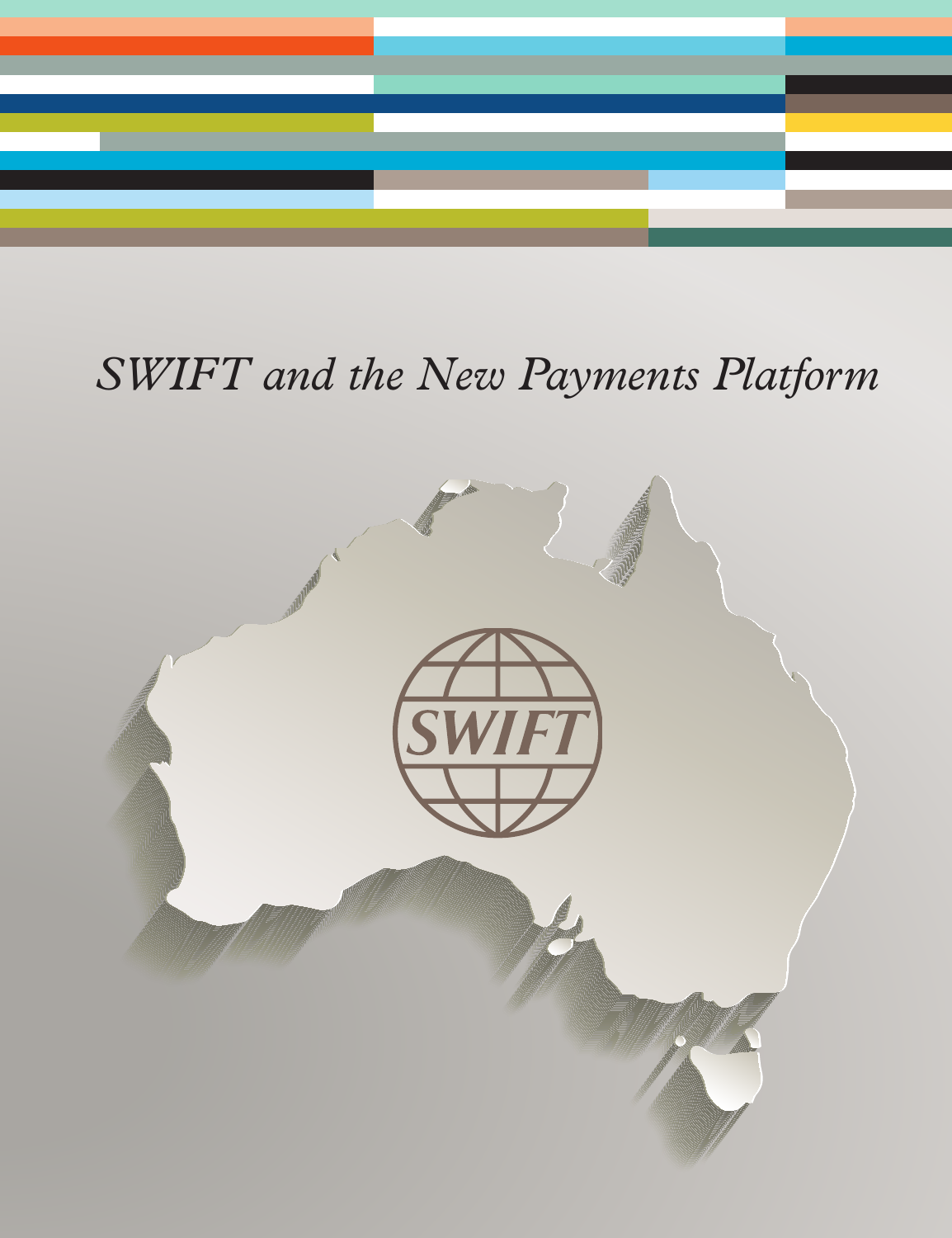# *SWIFT and the New Payments Platform*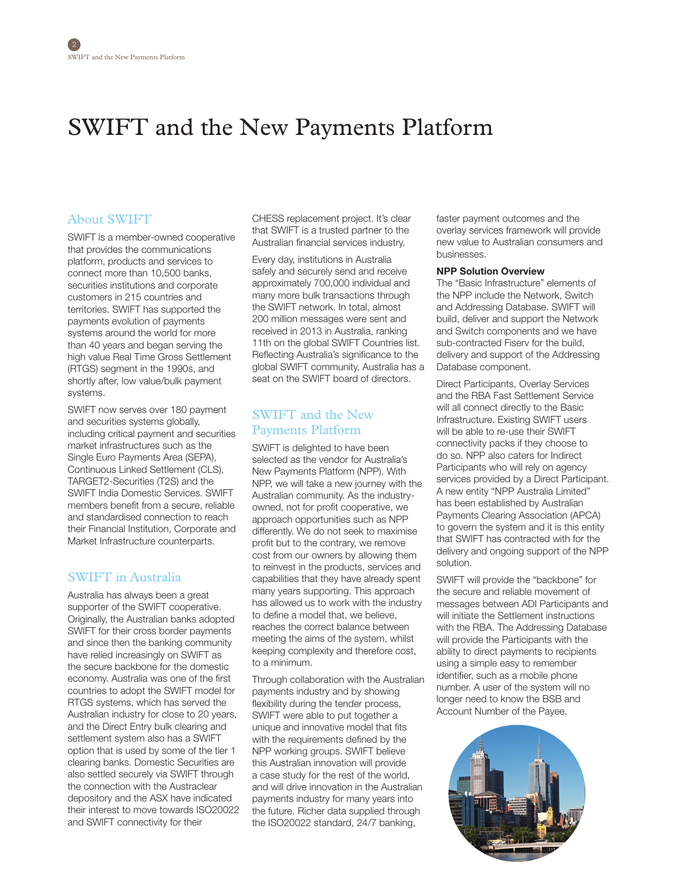# SWIFT and the New Payments Platform

## About SWIFT

SWIFT is a member-owned cooperative that provides the communications platform, products and services to connect more than 10,500 banks, securities institutions and corporate customers in 215 countries and territories. SWIFT has supported the payments evolution of payments systems around the world for more than 40 years and began serving the high value Real Time Gross Settlement (RTGS) segment in the 1990s, and shortly after, low value/bulk payment systems.

SWIFT now serves over 180 payment and securities systems globally, including critical payment and securities market infrastructures such as the Single Euro Payments Area (SEPA), Continuous Linked Settlement (CLS), TARGET2-Securities (T2S) and the SWIFT India Domestic Services. SWIFT members benefit from a secure, reliable and standardised connection to reach their Financial Institution, Corporate and Market Infrastructure counterparts.

## SWIFT in Australia

Australia has always been a great supporter of the SWIFT cooperative. Originally, the Australian banks adopted SWIFT for their cross border payments and since then the banking community have relied increasingly on SWIFT as the secure backbone for the domestic economy. Australia was one of the first countries to adopt the SWIFT model for RTGS systems, which has served the Australian industry for close to 20 years, and the Direct Entry bulk clearing and settlement system also has a SWIFT option that is used by some of the tier 1 clearing banks. Domestic Securities are also settled securely via SWIFT through the connection with the Austraclear depository and the ASX have indicated their interest to move towards ISO20022 and SWIFT connectivity for their CHESS replacement project. It's clear that SWIFT is a trusted partner to the Australian financial services industry.

Every day, institutions in Australia safely and securely send and receive approximately 700,000 individual and many more bulk transactions through the SWIFT network. In total, almost 200 million messages were sent and received in 2013 in Australia, ranking 11th on the global SWIFT Countries list. Reflecting Australia's significance to the global SWIFT community, Australia has a seat on the SWIFT board of directors.

## SWIFT and the New Payments Platform

SWIFT is delighted to have been selected as the vendor for Australia's New Payments Platform (NPP). With NPP, we will take a new journey with the Australian community. As the industry-owned, not for profit cooperative, we approach opportunities such as NPP differently. We do not seek to maximise profit but to the contrary, we remove cost from our owners by allowing them to reinvest in the products, services and capabilities that they have already spent many years supporting. This approach has allowed us to work with the industry to define a model that, we believe, reaches the correct balance between meeting the aims of the system, whilst keeping complexity and therefore cost, to a minimum.

Through collaboration with the Australian payments industry and by showing flexibility during the tender process, SWIFT were able to put together a unique and innovative model that fits with the requirements defined by the NPP working groups. SWIFT believe this Australian innovation will provide a case study for the rest of the world, and will drive innovation in the Australian payments industry for many years into the future. Richer data supplied through the ISO20022 standard, 24/7 banking, faster payment outcomes and the overlay services framework will provide new value to Australian consumers and businesses.

**NPP Solution Overview**

The "Basic Infrastructure" elements of the NPP include the Network, Switch and Addressing Database. SWIFT will build, deliver and support the Network and Switch components and we have sub-contracted Fiserv for the build, delivery and support of the Addressing Database component.

Direct Participants, Overlay Services and the RBA Fast Settlement Service will all connect directly to the Basic Infrastructure. Existing SWIFT users will be able to re-use their SWIFT connectivity packs if they choose to do so. NPP also caters for Indirect Participants who will rely on agency services provided by a Direct Participant. A new entity "NPP Australia Limited" has been established by Australian Payments Clearing Association (APCA) to govern the system and it is this entity that SWIFT has contracted with for the delivery and ongoing support of the NPP solution.

SWIFT will provide the "backbone" for the secure and reliable movement of messages between ADI Participants and will initiate the Settlement instructions with the RBA. The Addressing Database will provide the Participants with the ability to direct payments to recipients using a simple easy to remember identifier, such as a mobile phone number. A user of the system will no longer need to know the BSB and Account Number of the Payee.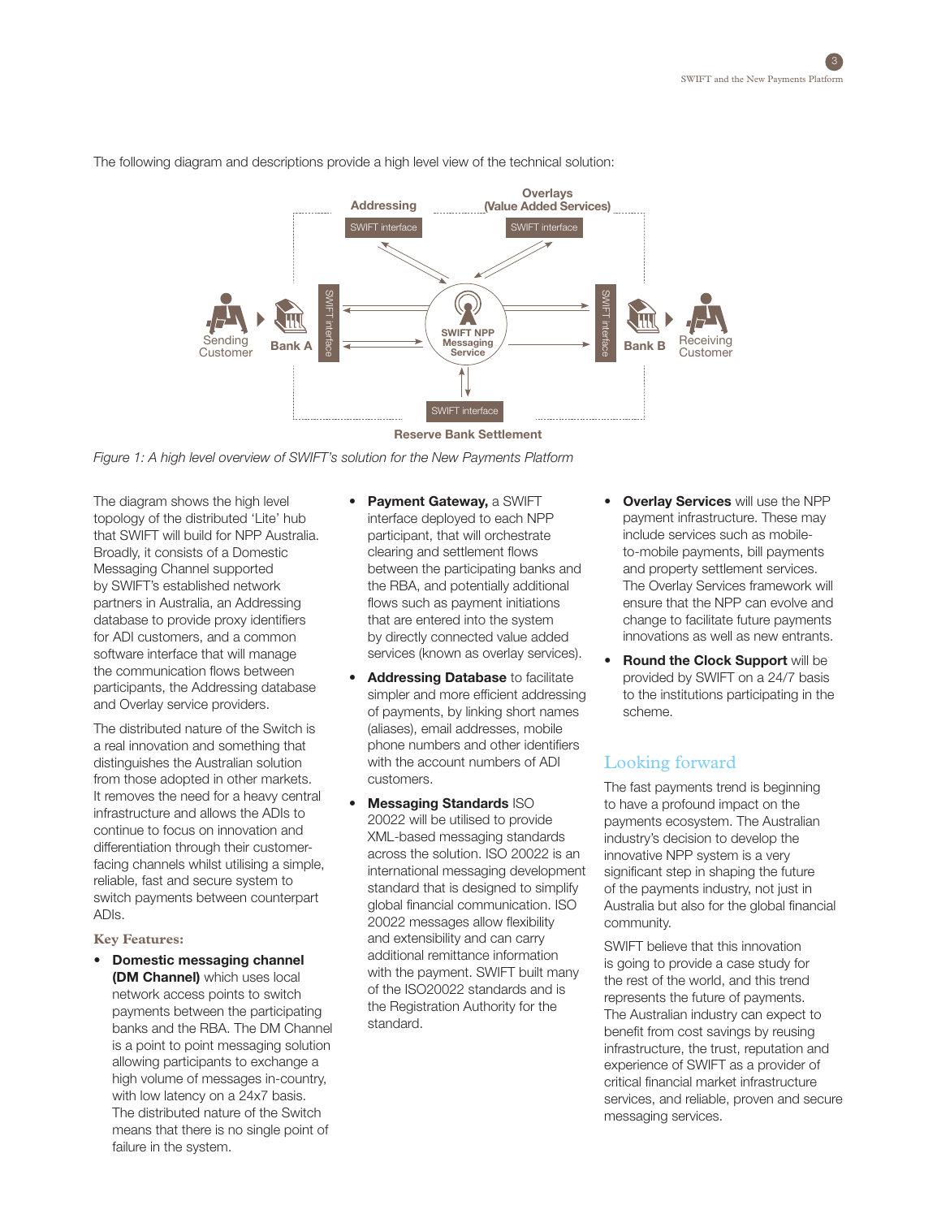The following diagram and descriptions provide a high level view of the technical solution:

*Figure 1: A high level overview of SWIFT's solution for the New Payments Platform*

The diagram shows the high level topology of the distributed 'Lite' hub that SWIFT will build for NPP Australia. Broadly, it consists of a Domestic Messaging Channel supported by SWIFT's established network partners in Australia, an Addressing database to provide proxy identifiers for ADI customers, and a common software interface that will manage the communication flows between participants, the Addressing database and Overlay service providers.

The distributed nature of the Switch is a real innovation and something that distinguishes the Australian solution from those adopted in other markets. It removes the need for a heavy central infrastructure and allows the ADIs to continue to focus on innovation and differentiation through their customer-facing channels whilst utilising a simple, reliable, fast and secure system to switch payments between counterpart ADIs.

### Key Features:

- **Domestic messaging channel (DM Channel)** which uses local network access points to switch payments between the participating banks and the RBA. The DM Channel is a point to point messaging solution allowing participants to exchange a high volume of messages in-country, with low latency on a 24x7 basis. The distributed nature of the Switch means that there is no single point of failure in the system.
- **Payment Gateway,** a SWIFT interface deployed to each NPP participant, that will orchestrate clearing and settlement flows between the participating banks and the RBA, and potentially additional flows such as payment initiations that are entered into the system by directly connected value added services (known as overlay services).
- **Addressing Database** to facilitate simpler and more efficient addressing of payments, by linking short names (aliases), email addresses, mobile phone numbers and other identifiers with the account numbers of ADI customers.
- **Messaging Standards** ISO 20022 will be utilised to provide XML-based messaging standards across the solution. ISO 20022 is an international messaging development standard that is designed to simplify global financial communication. ISO 20022 messages allow flexibility and extensibility and can carry additional remittance information with the payment. SWIFT built many of the ISO20022 standards and is the Registration Authority for the standard.
- **Overlay Services** will use the NPP payment infrastructure. These may include services such as mobile-to-mobile payments, bill payments and property settlement services. The Overlay Services framework will ensure that the NPP can evolve and change to facilitate future payments innovations as well as new entrants.
- **Round the Clock Support** will be provided by SWIFT on a 24/7 basis to the institutions participating in the scheme.

## Looking forward

The fast payments trend is beginning to have a profound impact on the payments ecosystem. The Australian industry's decision to develop the innovative NPP system is a very significant step in shaping the future of the payments industry, not just in Australia but also for the global financial community.

SWIFT believe that this innovation is going to provide a case study for the rest of the world, and this trend represents the future of payments. The Australian industry can expect to benefit from cost savings by reusing infrastructure, the trust, reputation and experience of SWIFT as a provider of critical financial market infrastructure services, and reliable, proven and secure messaging services.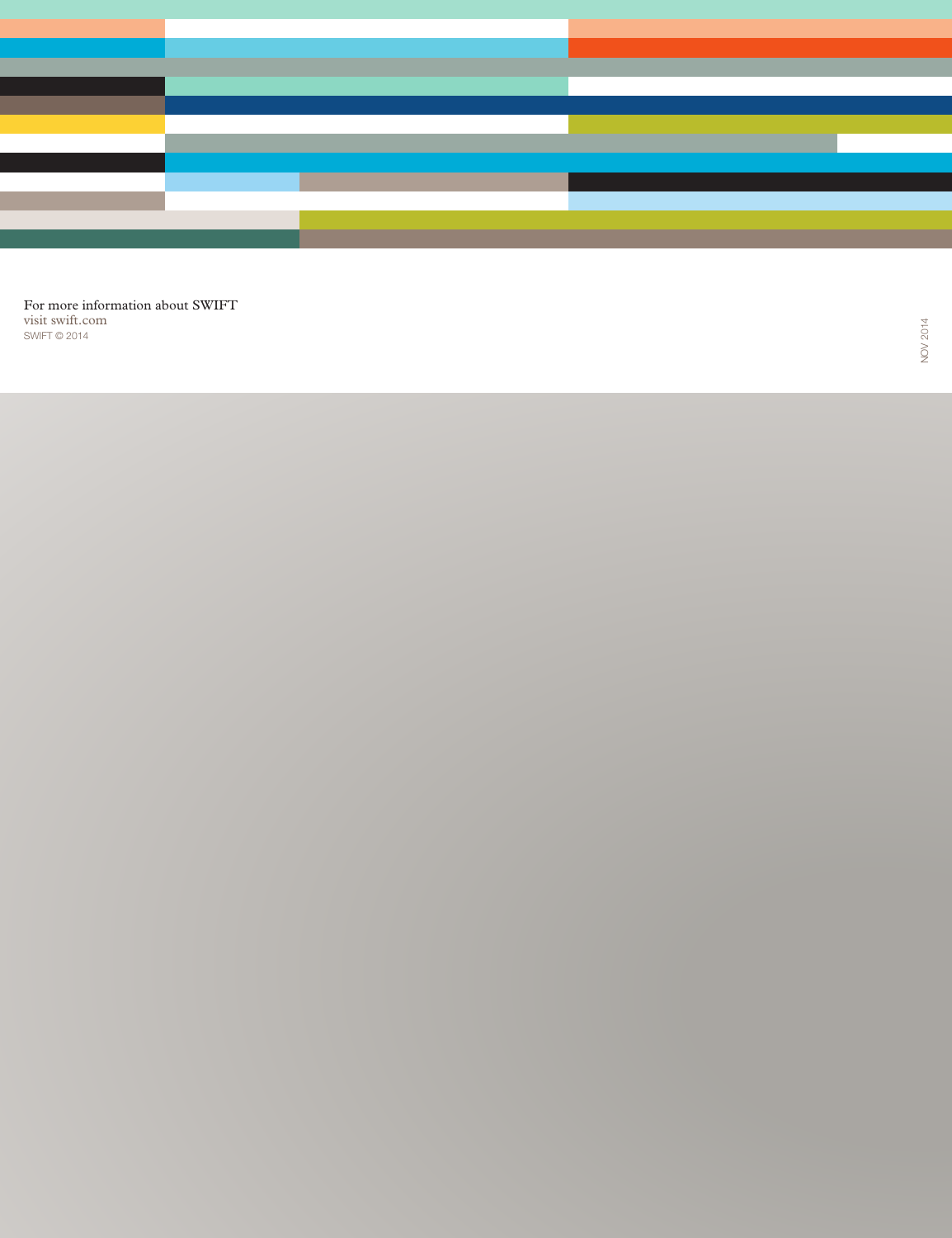For more information about SWIFT
visit swift.com
SWIFT © 2014

NOV 2014